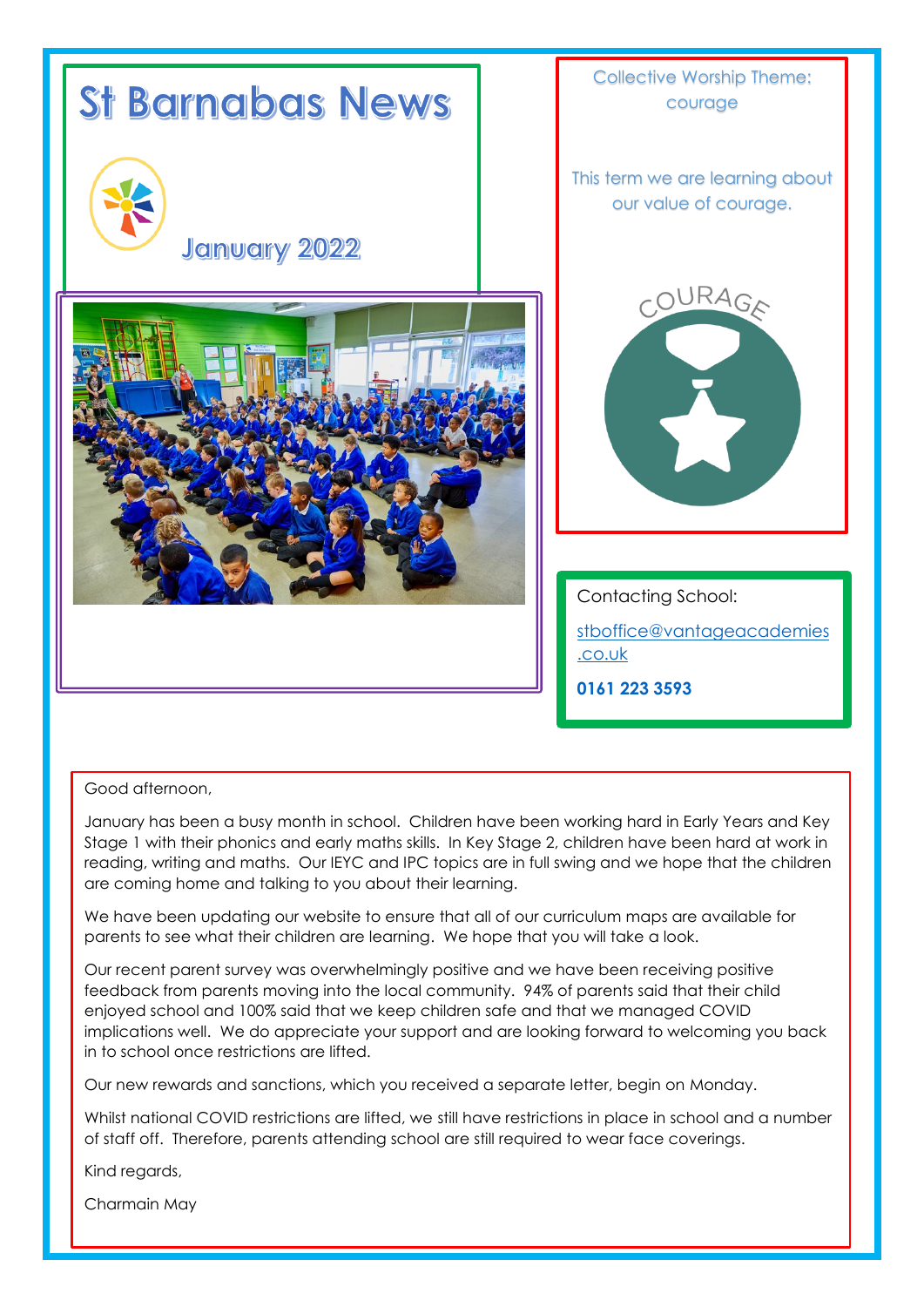# St Barnabas News

January 2022

Collective Worship Theme: courage

This term we are learning about our value of courage.

COURAGE

Contacting School:

stboffice@vantageacademies.co.uk

**0161 223 3593**

Good afternoon,

January has been a busy month in school. Children have been working hard in Early Years and Key Stage 1 with their phonics and early maths skills. In Key Stage 2, children have been hard at work in reading, writing and maths. Our IEYC and IPC topics are in full swing and we hope that the children are coming home and talking to you about their learning.

We have been updating our website to ensure that all of our curriculum maps are available for parents to see what their children are learning. We hope that you will take a look.

Our recent parent survey was overwhelmingly positive and we have been receiving positive feedback from parents moving into the local community. 94% of parents said that their child enjoyed school and 100% said that we keep children safe and that we managed COVID implications well. We do appreciate your support and are looking forward to welcoming you back in to school once restrictions are lifted.

Our new rewards and sanctions, which you received a separate letter, begin on Monday.

Whilst national COVID restrictions are lifted, we still have restrictions in place in school and a number of staff off. Therefore, parents attending school are still required to wear face coverings.

Kind regards,

Charmain May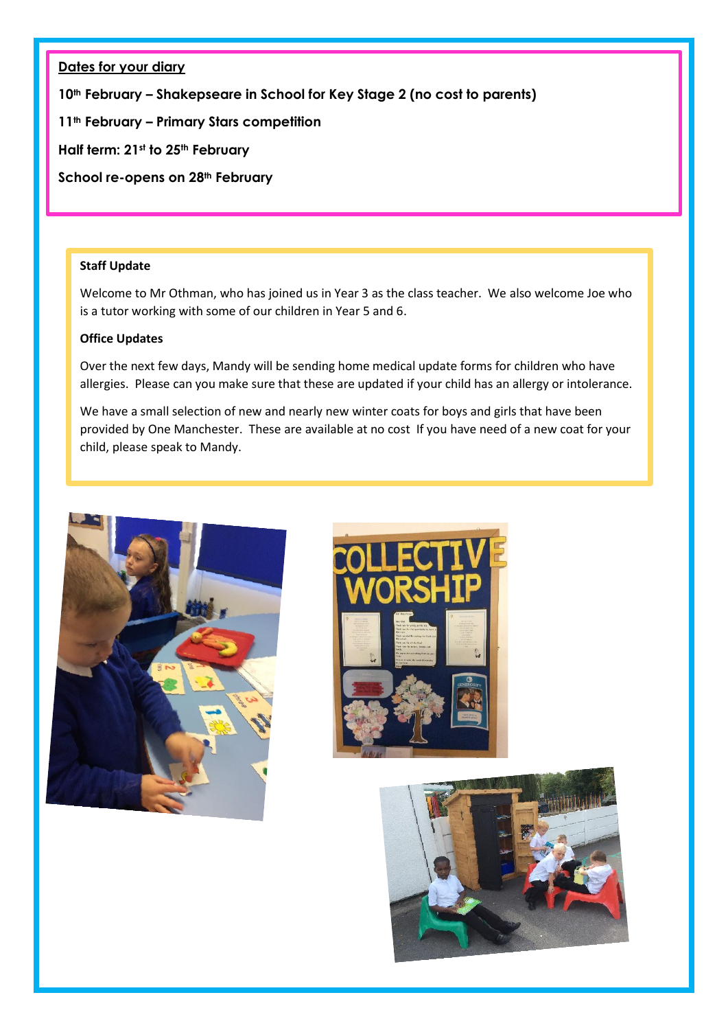**Dates for your diary**

**10th February – Shakepseare in School for Key Stage 2 (no cost to parents)**

**11th February – Primary Stars competition**

**Half term: 21st to 25th February**

**School re-opens on 28th February**

**Staff Update**

Welcome to Mr Othman, who has joined us in Year 3 as the class teacher. We also welcome Joe who is a tutor working with some of our children in Year 5 and 6.

**Office Updates**

Over the next few days, Mandy will be sending home medical update forms for children who have allergies. Please can you make sure that these are updated if your child has an allergy or intolerance.

We have a small selection of new and nearly new winter coats for boys and girls that have been provided by One Manchester. These are available at no cost If you have need of a new coat for your child, please speak to Mandy.